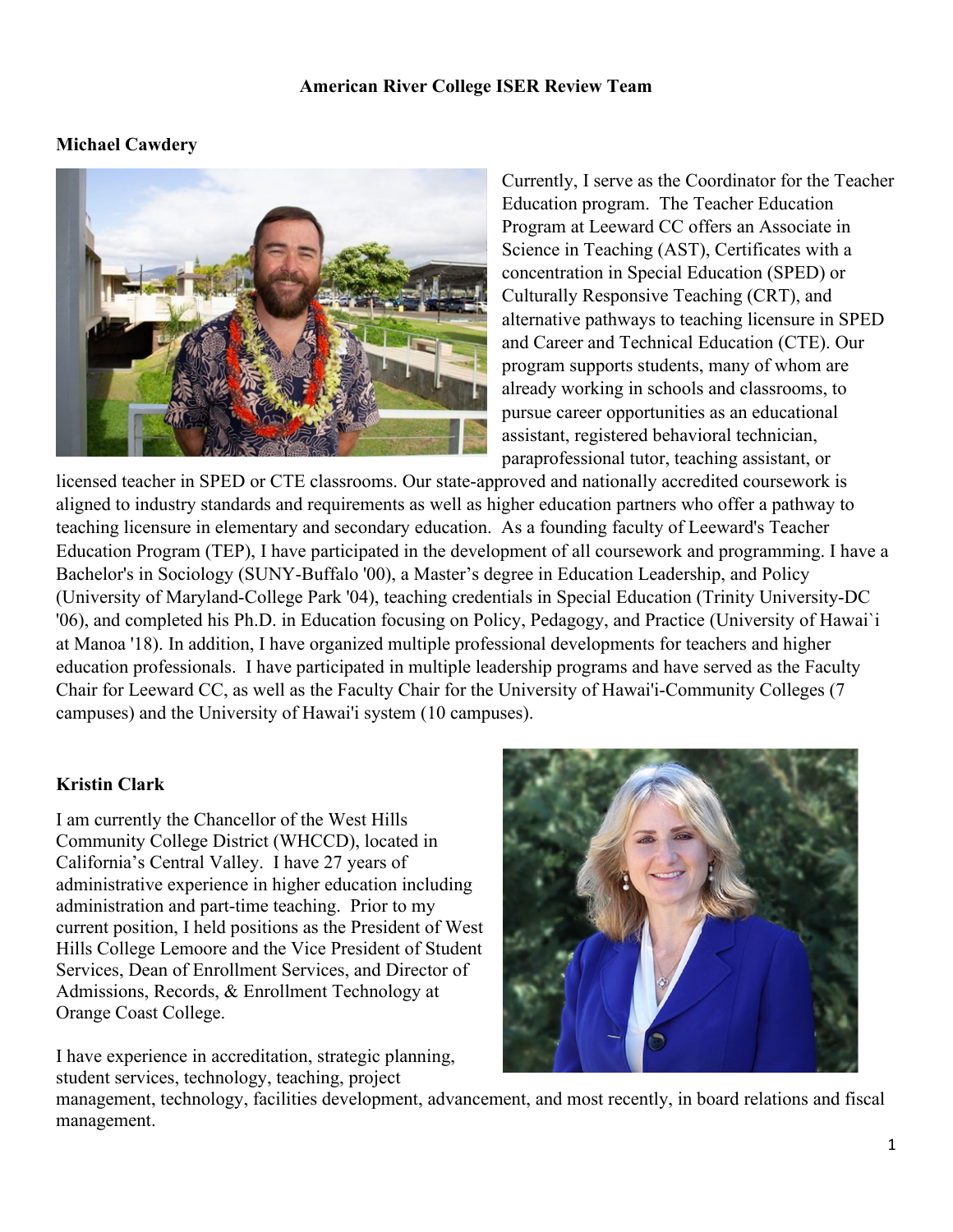# American River College ISER Review Team

**Michael Cawdery**

Currently, I serve as the Coordinator for the Teacher Education program. The Teacher Education Program at Leeward CC offers an Associate in Science in Teaching (AST), Certificates with a concentration in Special Education (SPED) or Culturally Responsive Teaching (CRT), and alternative pathways to teaching licensure in SPED and Career and Technical Education (CTE). Our program supports students, many of whom are already working in schools and classrooms, to pursue career opportunities as an educational assistant, registered behavioral technician, paraprofessional tutor, teaching assistant, or licensed teacher in SPED or CTE classrooms. Our state-approved and nationally accredited coursework is aligned to industry standards and requirements as well as higher education partners who offer a pathway to teaching licensure in elementary and secondary education. As a founding faculty of Leeward's Teacher Education Program (TEP), I have participated in the development of all coursework and programming. I have a Bachelor's in Sociology (SUNY-Buffalo '00), a Master's degree in Education Leadership, and Policy (University of Maryland-College Park '04), teaching credentials in Special Education (Trinity University-DC '06), and completed his Ph.D. in Education focusing on Policy, Pedagogy, and Practice (University of Hawai`i at Manoa '18). In addition, I have organized multiple professional developments for teachers and higher education professionals. I have participated in multiple leadership programs and have served as the Faculty Chair for Leeward CC, as well as the Faculty Chair for the University of Hawai'i-Community Colleges (7 campuses) and the University of Hawai'i system (10 campuses).

**Kristin Clark**

I am currently the Chancellor of the West Hills Community College District (WHCCD), located in California's Central Valley. I have 27 years of administrative experience in higher education including administration and part-time teaching. Prior to my current position, I held positions as the President of West Hills College Lemoore and the Vice President of Student Services, Dean of Enrollment Services, and Director of Admissions, Records, & Enrollment Technology at Orange Coast College.

I have experience in accreditation, strategic planning, student services, technology, teaching, project management, technology, facilities development, advancement, and most recently, in board relations and fiscal management.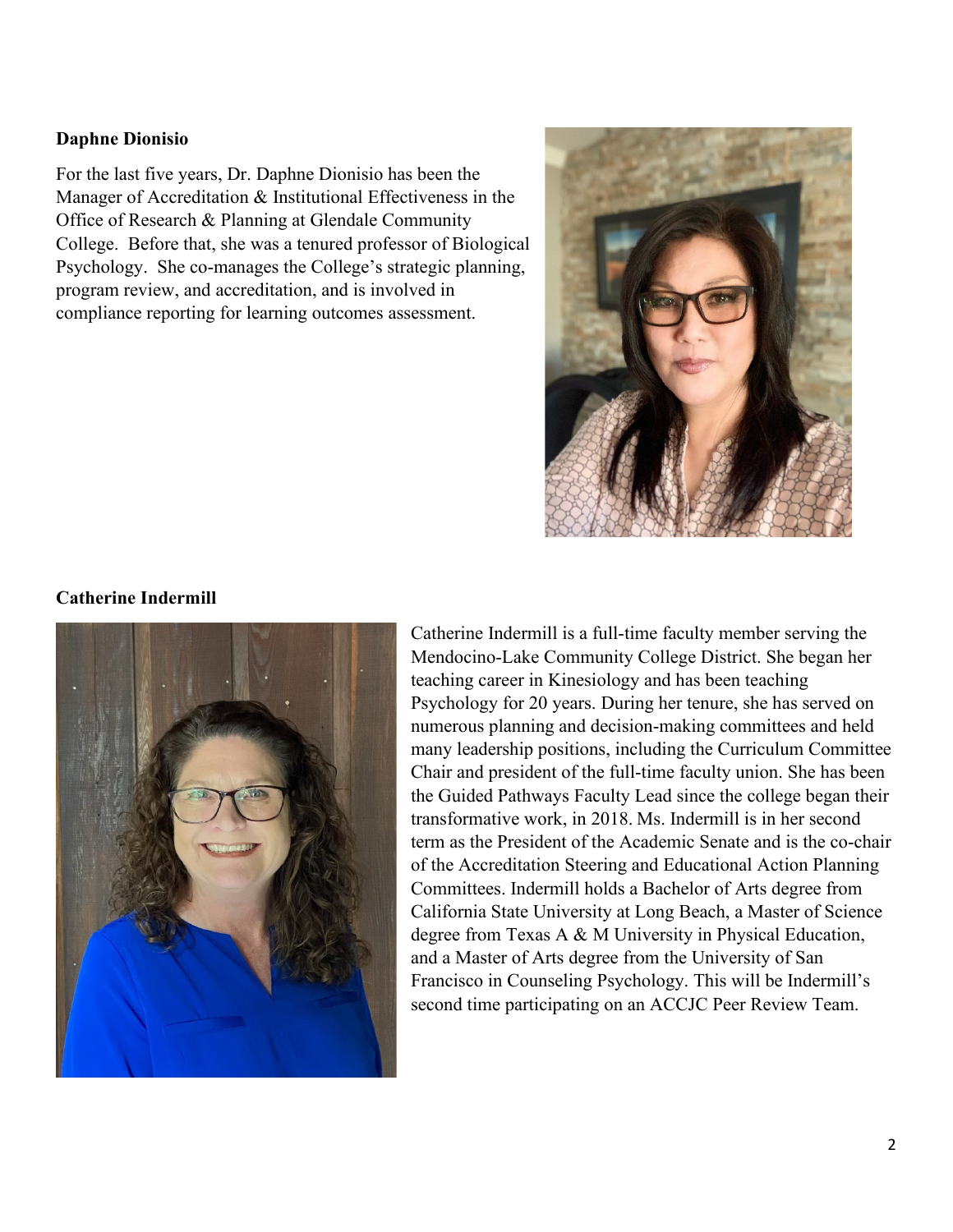**Daphne Dionisio**

For the last five years, Dr. Daphne Dionisio has been the Manager of Accreditation & Institutional Effectiveness in the Office of Research & Planning at Glendale Community College. Before that, she was a tenured professor of Biological Psychology. She co-manages the College's strategic planning, program review, and accreditation, and is involved in compliance reporting for learning outcomes assessment.

**Catherine Indermill**

Catherine Indermill is a full-time faculty member serving the Mendocino-Lake Community College District. She began her teaching career in Kinesiology and has been teaching Psychology for 20 years. During her tenure, she has served on numerous planning and decision-making committees and held many leadership positions, including the Curriculum Committee Chair and president of the full-time faculty union. She has been the Guided Pathways Faculty Lead since the college began their transformative work, in 2018. Ms. Indermill is in her second term as the President of the Academic Senate and is the co-chair of the Accreditation Steering and Educational Action Planning Committees. Indermill holds a Bachelor of Arts degree from California State University at Long Beach, a Master of Science degree from Texas A & M University in Physical Education, and a Master of Arts degree from the University of San Francisco in Counseling Psychology. This will be Indermill's second time participating on an ACCJC Peer Review Team.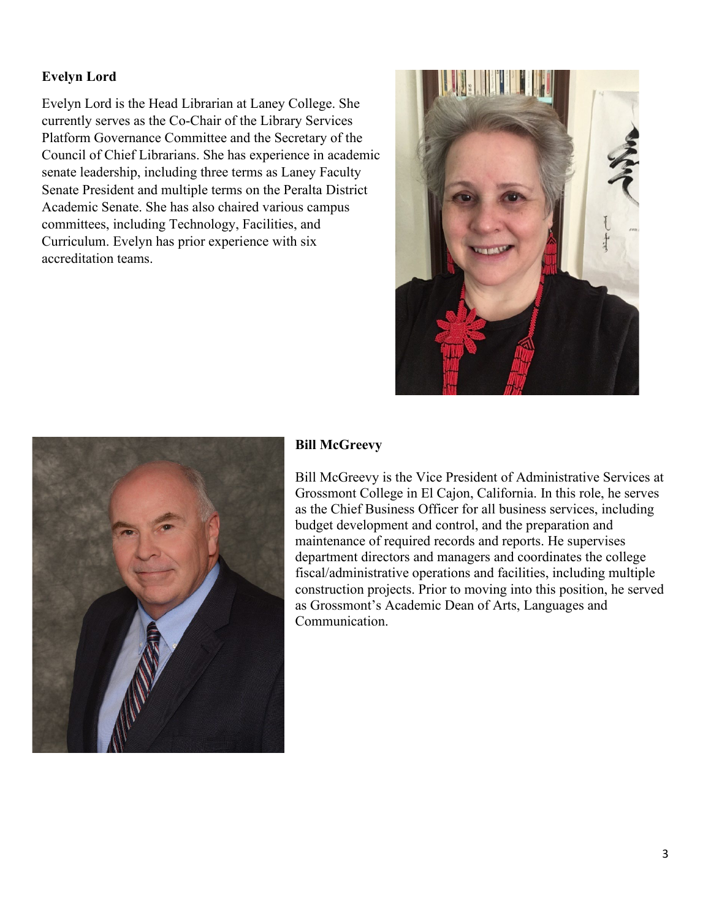**Evelyn Lord**

Evelyn Lord is the Head Librarian at Laney College. She currently serves as the Co-Chair of the Library Services Platform Governance Committee and the Secretary of the Council of Chief Librarians. She has experience in academic senate leadership, including three terms as Laney Faculty Senate President and multiple terms on the Peralta District Academic Senate. She has also chaired various campus committees, including Technology, Facilities, and Curriculum. Evelyn has prior experience with six accreditation teams.

**Bill McGreevy**

Bill McGreevy is the Vice President of Administrative Services at Grossmont College in El Cajon, California. In this role, he serves as the Chief Business Officer for all business services, including budget development and control, and the preparation and maintenance of required records and reports. He supervises department directors and managers and coordinates the college fiscal/administrative operations and facilities, including multiple construction projects. Prior to moving into this position, he served as Grossmont's Academic Dean of Arts, Languages and Communication.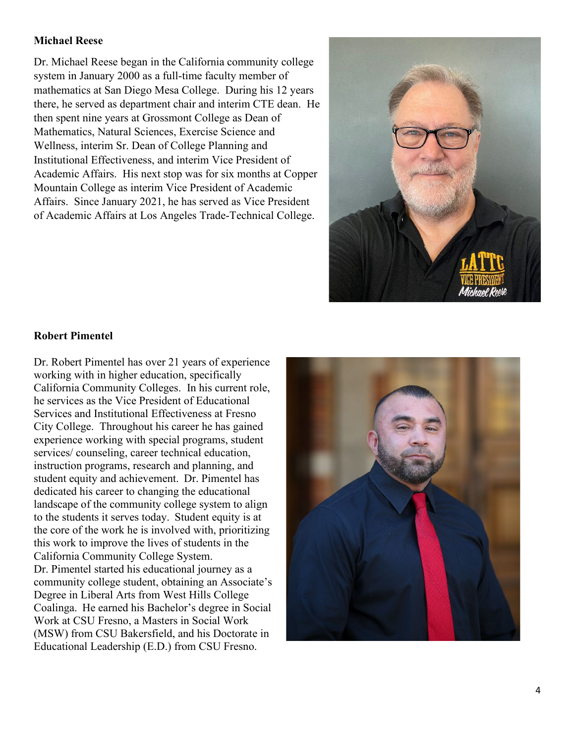**Michael Reese**

Dr. Michael Reese began in the California community college system in January 2000 as a full-time faculty member of mathematics at San Diego Mesa College. During his 12 years there, he served as department chair and interim CTE dean. He then spent nine years at Grossmont College as Dean of Mathematics, Natural Sciences, Exercise Science and Wellness, interim Sr. Dean of College Planning and Institutional Effectiveness, and interim Vice President of Academic Affairs. His next stop was for six months at Copper Mountain College as interim Vice President of Academic Affairs. Since January 2021, he has served as Vice President of Academic Affairs at Los Angeles Trade-Technical College.

**Robert Pimentel**

Dr. Robert Pimentel has over 21 years of experience working with in higher education, specifically California Community Colleges. In his current role, he services as the Vice President of Educational Services and Institutional Effectiveness at Fresno City College. Throughout his career he has gained experience working with special programs, student services/ counseling, career technical education, instruction programs, research and planning, and student equity and achievement. Dr. Pimentel has dedicated his career to changing the educational landscape of the community college system to align to the students it serves today. Student equity is at the core of the work he is involved with, prioritizing this work to improve the lives of students in the California Community College System.

Dr. Pimentel started his educational journey as a community college student, obtaining an Associate's Degree in Liberal Arts from West Hills College Coalinga. He earned his Bachelor's degree in Social Work at CSU Fresno, a Masters in Social Work (MSW) from CSU Bakersfield, and his Doctorate in Educational Leadership (E.D.) from CSU Fresno.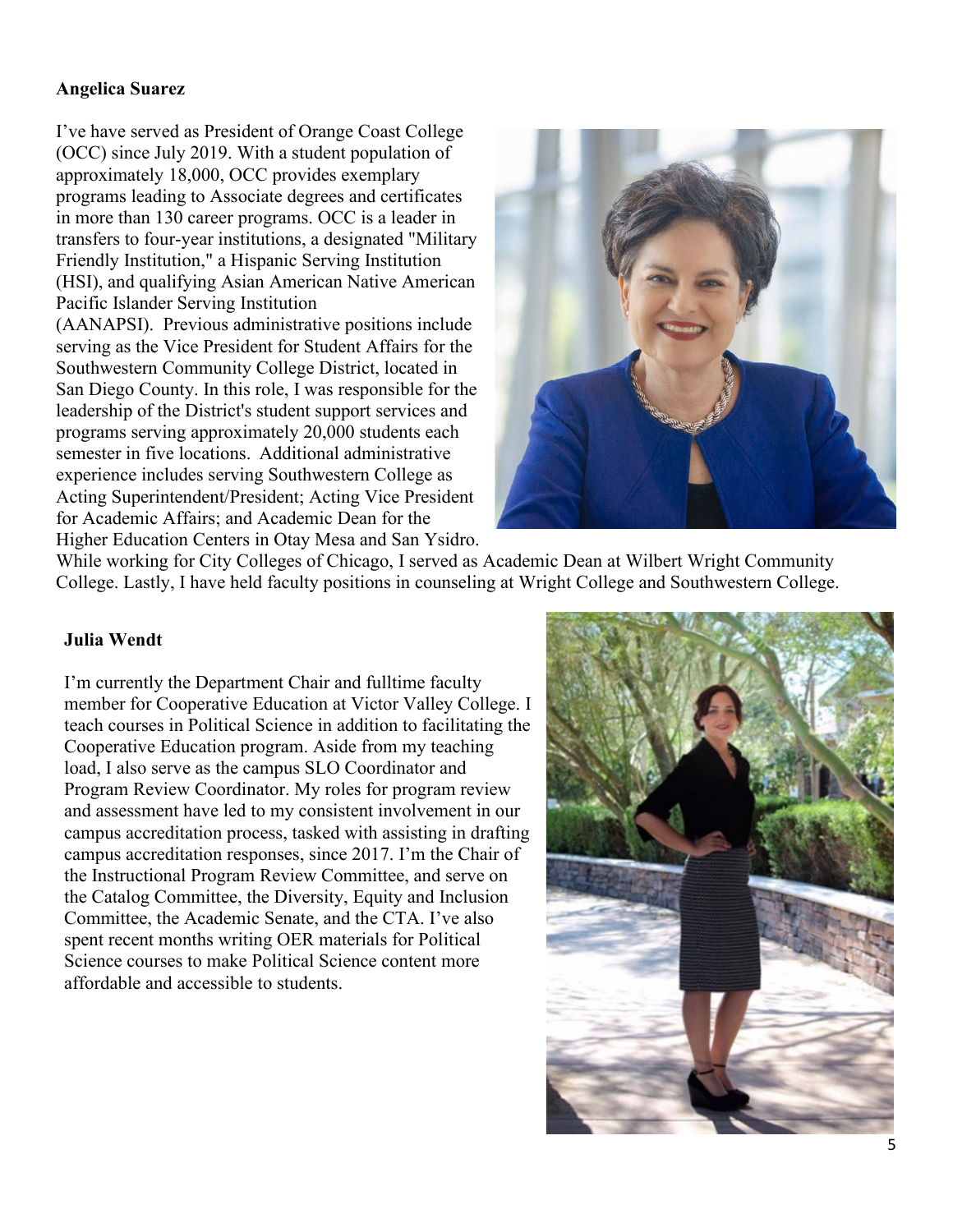**Angelica Suarez**

I've have served as President of Orange Coast College (OCC) since July 2019. With a student population of approximately 18,000, OCC provides exemplary programs leading to Associate degrees and certificates in more than 130 career programs. OCC is a leader in transfers to four-year institutions, a designated "Military Friendly Institution," a Hispanic Serving Institution (HSI), and qualifying Asian American Native American Pacific Islander Serving Institution (AANAPSI). Previous administrative positions include serving as the Vice President for Student Affairs for the Southwestern Community College District, located in San Diego County. In this role, I was responsible for the leadership of the District's student support services and programs serving approximately 20,000 students each semester in five locations. Additional administrative experience includes serving Southwestern College as Acting Superintendent/President; Acting Vice President for Academic Affairs; and Academic Dean for the Higher Education Centers in Otay Mesa and San Ysidro. While working for City Colleges of Chicago, I served as Academic Dean at Wilbert Wright Community College. Lastly, I have held faculty positions in counseling at Wright College and Southwestern College.

**Julia Wendt**

I'm currently the Department Chair and fulltime faculty member for Cooperative Education at Victor Valley College. I teach courses in Political Science in addition to facilitating the Cooperative Education program. Aside from my teaching load, I also serve as the campus SLO Coordinator and Program Review Coordinator. My roles for program review and assessment have led to my consistent involvement in our campus accreditation process, tasked with assisting in drafting campus accreditation responses, since 2017. I'm the Chair of the Instructional Program Review Committee, and serve on the Catalog Committee, the Diversity, Equity and Inclusion Committee, the Academic Senate, and the CTA. I've also spent recent months writing OER materials for Political Science courses to make Political Science content more affordable and accessible to students.